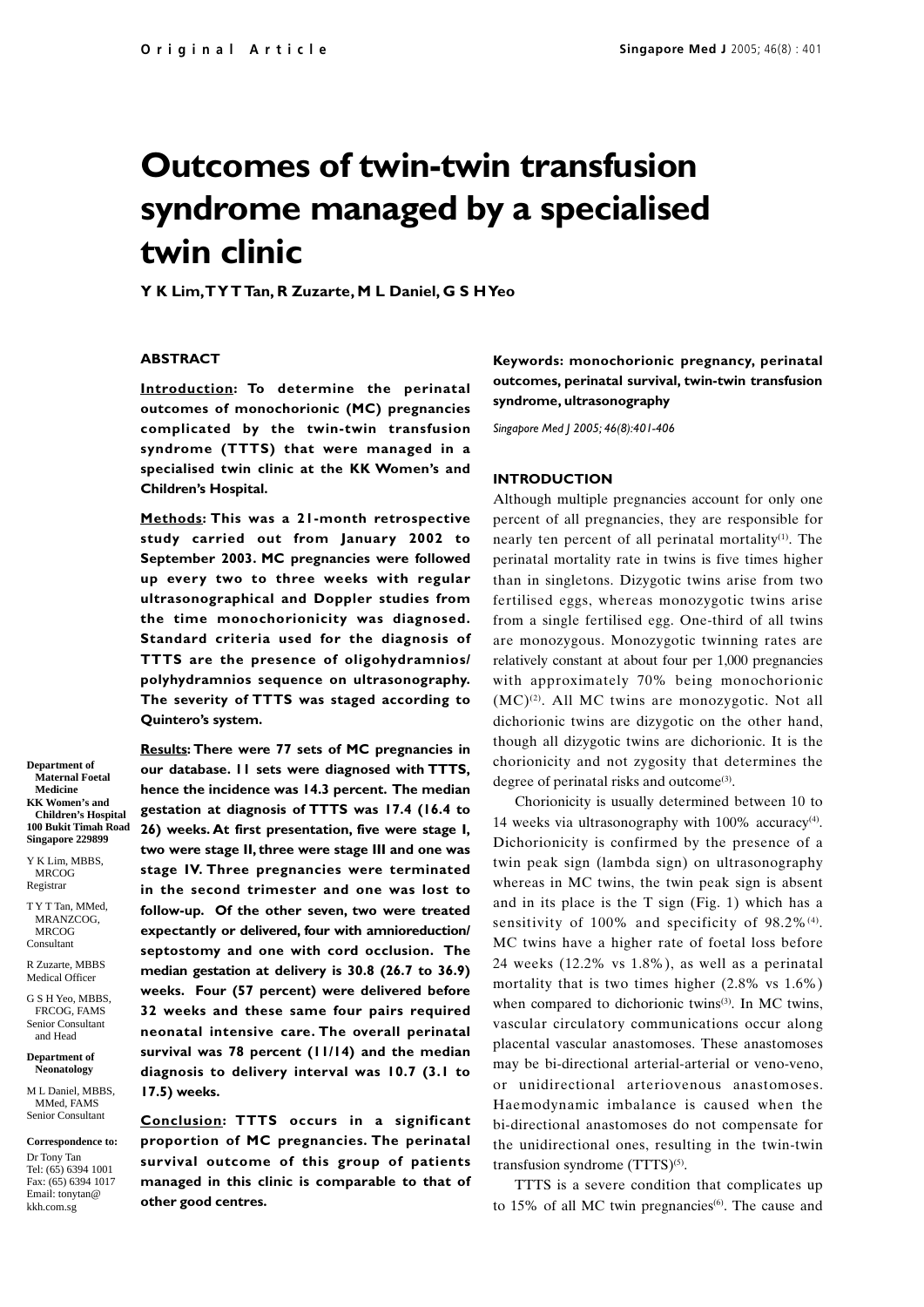Original Article

# Outcomes of twin-twin transfusion syndrome managed by a specialised twin clinic

**Y K Lim, T Y T Tan, R Zuzarte, M L Daniel, G S H Yeo**

## ABSTRACT

**Introduction: To determine the perinatal outcomes of monochorionic (MC) pregnancies complicated by the twin-twin transfusion syndrome (TTTS) that were managed in a specialised twin clinic at the KK Women's and Children's Hospital.**

**Methods: This was a 21-month retrospective study carried out from January 2002 to September 2003. MC pregnancies were followed up every two to three weeks with regular ultrasonographical and Doppler studies from the time monochorionicity was diagnosed. Standard criteria used for the diagnosis of TTTS are the presence of oligohydramnios/polyhydramnios sequence on ultrasonography. The severity of TTTS was staged according to Quintero's system.**

**Results: There were 77 sets of MC pregnancies in our database. 11 sets were diagnosed with TTTS, hence the incidence was 14.3 percent. The median gestation at diagnosis of TTTS was 17.4 (16.4 to 26) weeks. At first presentation, five were stage I, two were stage II, three were stage III and one was stage IV. Three pregnancies were terminated in the second trimester and one was lost to follow-up. Of the other seven, two were treated expectantly or delivered, four with amnioreduction/septostomy and one with cord occlusion. The median gestation at delivery is 30.8 (26.7 to 36.9) weeks. Four (57 percent) were delivered before 32 weeks and these same four pairs required neonatal intensive care. The overall perinatal survival was 78 percent (11/14) and the median diagnosis to delivery interval was 10.7 (3.1 to 17.5) weeks.**

**Conclusion: TTTS occurs in a significant proportion of MC pregnancies. The perinatal survival outcome of this group of patients managed in this clinic is comparable to that of other good centres.**

**Keywords: monochorionic pregnancy, perinatal outcomes, perinatal survival, twin-twin transfusion syndrome, ultrasonography**

*Singapore Med J 2005; 46(8):401-406*

**Department of Maternal Foetal Medicine**
**KK Women's and Children's Hospital**
**100 Bukit Timah Road**
**Singapore 229899**

Y K Lim, MBBS, MRCOG
Registrar

T Y T Tan, MMed, MRANZCOG, MRCOG
Consultant

R Zuzarte, MBBS
Medical Officer

G S H Yeo, MBBS, FRCOG, FAMS
Senior Consultant and Head

**Department of Neonatology**

M L Daniel, MBBS, MMed, FAMS
Senior Consultant

**Correspondence to:**
Dr Tony Tan
Tel: (65) 6394 1001
Fax: (65) 6394 1017
Email: tonytan@kkh.com.sg

## INTRODUCTION

Although multiple pregnancies account for only one percent of all pregnancies, they are responsible for nearly ten percent of all perinatal mortality[1]. The perinatal mortality rate in twins is five times higher than in singletons. Dizygotic twins arise from two fertilised eggs, whereas monozygotic twins arise from a single fertilised egg. One-third of all twins are monozygous. Monozygotic twinning rates are relatively constant at about four per 1,000 pregnancies with approximately 70% being monochorionic (MC)[2]. All MC twins are monozygotic. Not all dichorionic twins are dizygotic on the other hand, though all dizygotic twins are dichorionic. It is the chorionicity and not zygosity that determines the degree of perinatal risks and outcome[3].

Chorionicity is usually determined between 10 to 14 weeks via ultrasonography with 100% accuracy[4]. Dichorionicity is confirmed by the presence of a twin peak sign (lambda sign) on ultrasonography whereas in MC twins, the twin peak sign is absent and in its place is the T sign (Fig. 1) which has a sensitivity of 100% and specificity of 98.2%[4]. MC twins have a higher rate of foetal loss before 24 weeks (12.2% vs 1.8%), as well as a perinatal mortality that is two times higher (2.8% vs 1.6%) when compared to dichorionic twins[3]. In MC twins, vascular circulatory communications occur along placental vascular anastomoses. These anastomoses may be bi-directional arterial-arterial or veno-veno, or unidirectional arteriovenous anastomoses. Haemodynamic imbalance is caused when the bi-directional anastomoses do not compensate for the unidirectional ones, resulting in the twin-twin transfusion syndrome (TTTS)[5].

TTTS is a severe condition that complicates up to 15% of all MC twin pregnancies[6]. The cause and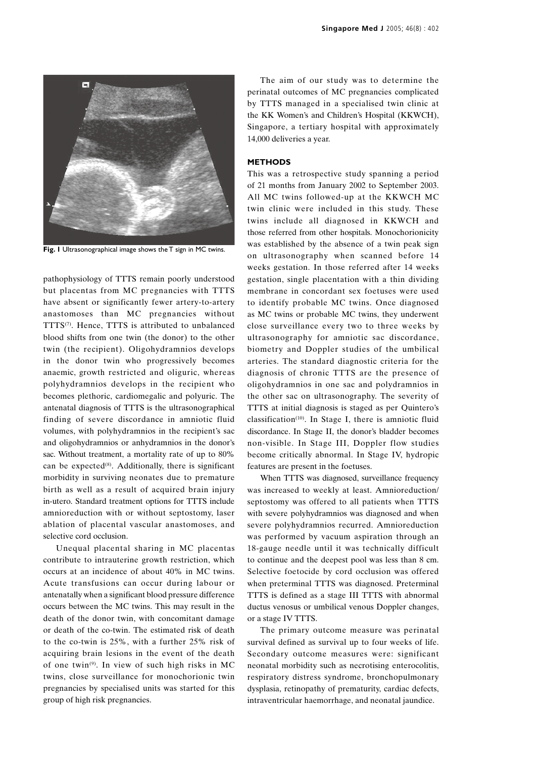Fig. 1 Ultrasonographical image shows the T sign in MC twins.

pathophysiology of TTTS remain poorly understood but placentas from MC pregnancies with TTTS have absent or significantly fewer artery-to-artery anastomoses than MC pregnancies without TTTS[7]. Hence, TTTS is attributed to unbalanced blood shifts from one twin (the donor) to the other twin (the recipient). Oligohydramnios develops in the donor twin who progressively becomes anaemic, growth restricted and oliguric, whereas polyhydramnios develops in the recipient who becomes plethoric, cardiomegalic and polyuric. The antenatal diagnosis of TTTS is the ultrasonographical finding of severe discordance in amniotic fluid volumes, with polyhydramnios in the recipient's sac and oligohydramnios or anhydramnios in the donor's sac. Without treatment, a mortality rate of up to 80% can be expected[8]. Additionally, there is significant morbidity in surviving neonates due to premature birth as well as a result of acquired brain injury in-utero. Standard treatment options for TTTS include amnioreduction with or without septostomy, laser ablation of placental vascular anastomoses, and selective cord occlusion.

Unequal placental sharing in MC placentas contribute to intrauterine growth restriction, which occurs at an incidence of about 40% in MC twins. Acute transfusions can occur during labour or antenatally when a significant blood pressure difference occurs between the MC twins. This may result in the death of the donor twin, with concomitant damage or death of the co-twin. The estimated risk of death to the co-twin is 25%, with a further 25% risk of acquiring brain lesions in the event of the death of one twin[9]. In view of such high risks in MC twins, close surveillance for monochorionic twin pregnancies by specialised units was started for this group of high risk pregnancies.

The aim of our study was to determine the perinatal outcomes of MC pregnancies complicated by TTTS managed in a specialised twin clinic at the KK Women's and Children's Hospital (KKWCH), Singapore, a tertiary hospital with approximately 14,000 deliveries a year.

## METHODS

This was a retrospective study spanning a period of 21 months from January 2002 to September 2003. All MC twins followed-up at the KKWCH MC twin clinic were included in this study. These twins include all diagnosed in KKWCH and those referred from other hospitals. Monochorionicity was established by the absence of a twin peak sign on ultrasonography when scanned before 14 weeks gestation. In those referred after 14 weeks gestation, single placentation with a thin dividing membrane in concordant sex foetuses were used to identify probable MC twins. Once diagnosed as MC twins or probable MC twins, they underwent close surveillance every two to three weeks by ultrasonography for amniotic sac discordance, biometry and Doppler studies of the umbilical arteries. The standard diagnostic criteria for the diagnosis of chronic TTTS are the presence of oligohydramnios in one sac and polydramnios in the other sac on ultrasonography. The severity of TTTS at initial diagnosis is staged as per Quintero's classification[10]. In Stage I, there is amniotic fluid discordance. In Stage II, the donor's bladder becomes non-visible. In Stage III, Doppler flow studies become critically abnormal. In Stage IV, hydropic features are present in the foetuses.

When TTTS was diagnosed, surveillance frequency was increased to weekly at least. Amnioreduction/septostomy was offered to all patients when TTTS with severe polyhydramnios was diagnosed and when severe polyhydramnios recurred. Amnioreduction was performed by vacuum aspiration through an 18-gauge needle until it was technically difficult to continue and the deepest pool was less than 8 cm. Selective foetocide by cord occlusion was offered when preterminal TTTS was diagnosed. Preterminal TTTS is defined as a stage III TTTS with abnormal ductus venosus or umbilical venous Doppler changes, or a stage IV TTTS.

The primary outcome measure was perinatal survival defined as survival up to four weeks of life. Secondary outcome measures were: significant neonatal morbidity such as necrotising enterocolitis, respiratory distress syndrome, bronchopulmonary dysplasia, retinopathy of prematurity, cardiac defects, intraventricular haemorrhage, and neonatal jaundice.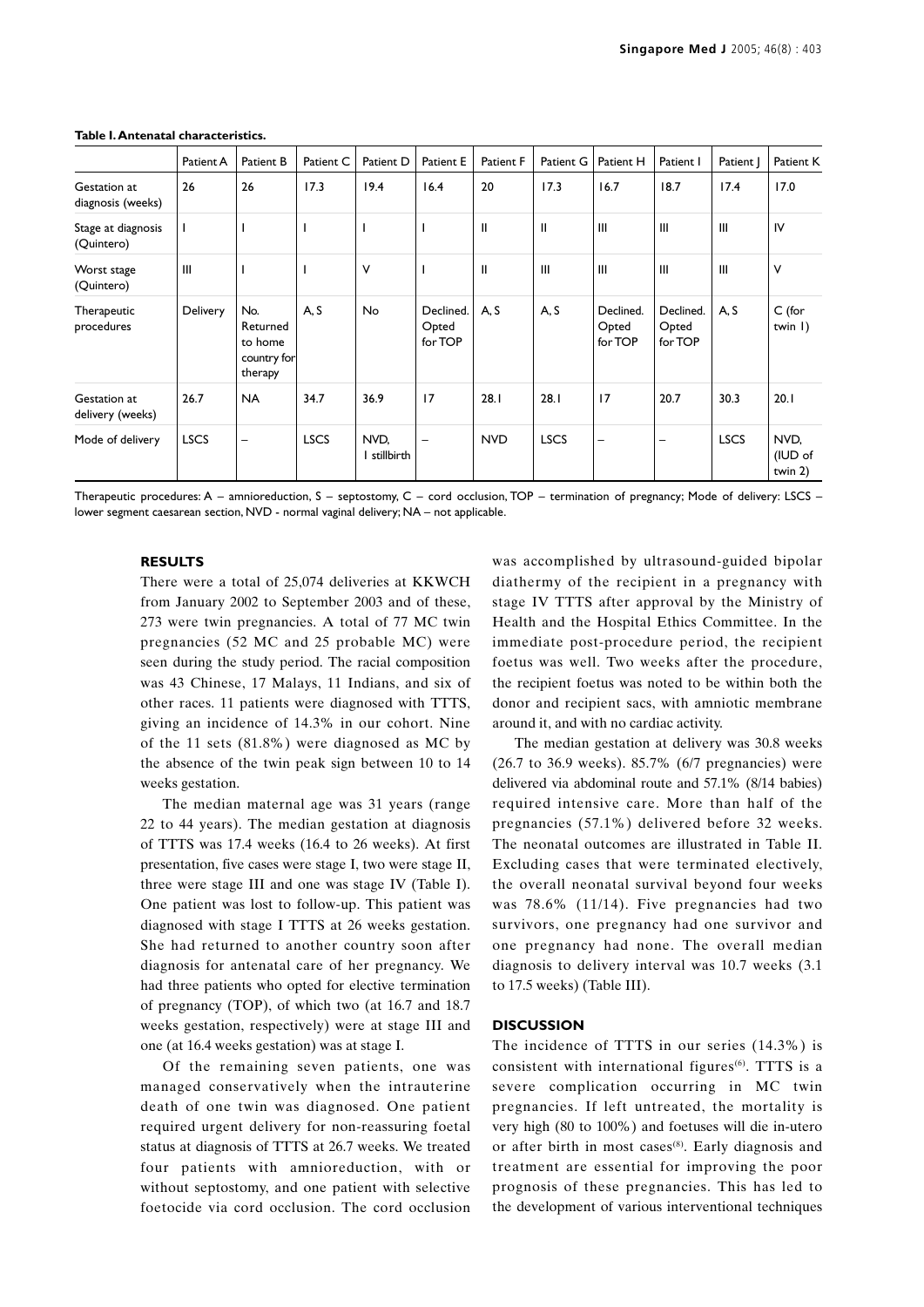**Table I. Antenatal characteristics.**

| | Patient A | Patient B | Patient C | Patient D | Patient E | Patient F | Patient G | Patient H | Patient I | Patient J | Patient K |
|---|---|---|---|---|---|---|---|---|---|---|---|
| Gestation at diagnosis (weeks) | 26 | 26 | 17.3 | 19.4 | 16.4 | 20 | 17.3 | 16.7 | 18.7 | 17.4 | 17.0 |
| Stage at diagnosis (Quintero) | I | I | I | I | I | II | II | III | III | III | IV |
| Worst stage (Quintero) | III | I | I | V | I | II | III | III | III | III | V |
| Therapeutic procedures | Delivery | No. Returned to home country for therapy | A, S | No | Declined. Opted for TOP | A, S | A, S | Declined. Opted for TOP | Declined. Opted for TOP | A, S | C (for twin 1) |
| Gestation at delivery (weeks) | 26.7 | NA | 34.7 | 36.9 | 17 | 28.1 | 28.1 | 17 | 20.7 | 30.3 | 20.1 |
| Mode of delivery | LSCS | – | LSCS | NVD, 1 stillbirth | – | NVD | LSCS | – | – | LSCS | NVD, (IUD of twin 2) |

Therapeutic procedures: A – amnioreduction, S – septostomy, C – cord occlusion, TOP – termination of pregnancy; Mode of delivery: LSCS – lower segment caesarean section, NVD - normal vaginal delivery; NA – not applicable.

## RESULTS

There were a total of 25,074 deliveries at KKWCH from January 2002 to September 2003 and of these, 273 were twin pregnancies. A total of 77 MC twin pregnancies (52 MC and 25 probable MC) were seen during the study period. The racial composition was 43 Chinese, 17 Malays, 11 Indians, and six of other races. 11 patients were diagnosed with TTTS, giving an incidence of 14.3% in our cohort. Nine of the 11 sets (81.8%) were diagnosed as MC by the absence of the twin peak sign between 10 to 14 weeks gestation.

The median maternal age was 31 years (range 22 to 44 years). The median gestation at diagnosis of TTTS was 17.4 weeks (16.4 to 26 weeks). At first presentation, five cases were stage I, two were stage II, three were stage III and one was stage IV (Table I). One patient was lost to follow-up. This patient was diagnosed with stage I TTTS at 26 weeks gestation. She had returned to another country soon after diagnosis for antenatal care of her pregnancy. We had three patients who opted for elective termination of pregnancy (TOP), of which two (at 16.7 and 18.7 weeks gestation, respectively) were at stage III and one (at 16.4 weeks gestation) was at stage I.

Of the remaining seven patients, one was managed conservatively when the intrauterine death of one twin was diagnosed. One patient required urgent delivery for non-reassuring foetal status at diagnosis of TTTS at 26.7 weeks. We treated four patients with amnioreduction, with or without septostomy, and one patient with selective foetocide via cord occlusion. The cord occlusion was accomplished by ultrasound-guided bipolar diathermy of the recipient in a pregnancy with stage IV TTTS after approval by the Ministry of Health and the Hospital Ethics Committee. In the immediate post-procedure period, the recipient foetus was well. Two weeks after the procedure, the recipient foetus was noted to be within both the donor and recipient sacs, with amniotic membrane around it, and with no cardiac activity.

The median gestation at delivery was 30.8 weeks (26.7 to 36.9 weeks). 85.7% (6/7 pregnancies) were delivered via abdominal route and 57.1% (8/14 babies) required intensive care. More than half of the pregnancies (57.1%) delivered before 32 weeks. The neonatal outcomes are illustrated in Table II. Excluding cases that were terminated electively, the overall neonatal survival beyond four weeks was 78.6% (11/14). Five pregnancies had two survivors, one pregnancy had one survivor and one pregnancy had none. The overall median diagnosis to delivery interval was 10.7 weeks (3.1 to 17.5 weeks) (Table III).

## DISCUSSION

The incidence of TTTS in our series (14.3%) is consistent with international figures[6]. TTTS is a severe complication occurring in MC twin pregnancies. If left untreated, the mortality is very high (80 to 100%) and foetuses will die in-utero or after birth in most cases[8]. Early diagnosis and treatment are essential for improving the poor prognosis of these pregnancies. This has led to the development of various interventional techniques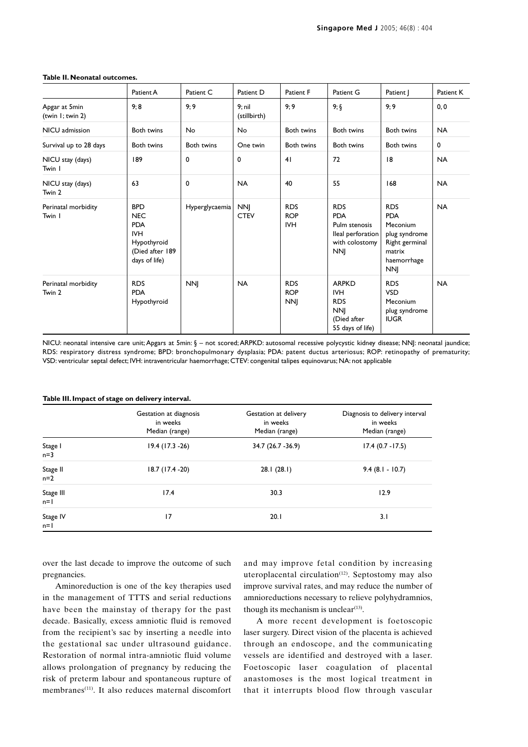**Table II. Neonatal outcomes.**

| | Patient A | Patient C | Patient D | Patient F | Patient G | Patient J | Patient K |
|---|---|---|---|---|---|---|---|
| Apgar at 5min (twin 1; twin 2) | 9; 8 | 9; 9 | 9; nil (stillbirth) | 9; 9 | 9; § | 9; 9 | 0, 0 |
| NICU admission | Both twins | No | No | Both twins | Both twins | Both twins | NA |
| Survival up to 28 days | Both twins | Both twins | One twin | Both twins | Both twins | Both twins | 0 |
| NICU stay (days) Twin 1 | 189 | 0 | 0 | 41 | 72 | 18 | NA |
| NICU stay (days) Twin 2 | 63 | 0 | NA | 40 | 55 | 168 | NA |
| Perinatal morbidity Twin 1 | BPD NEC PDA IVH Hypothyroid (Died after 189 days of life) | Hyperglycaemia | NNJ CTEV | RDS ROP IVH | RDS PDA Pulm stenosis Ileal perforation with colostomy NNJ | RDS PDA Meconium plug syndrome Right germinal matrix haemorrhage NNJ | NA |
| Perinatal morbidity Twin 2 | RDS PDA Hypothyroid | NNJ | NA | RDS ROP NNJ | ARPKD IVH RDS NNJ (Died after 55 days of life) | RDS VSD Meconium plug syndrome IUGR | NA |

NICU: neonatal intensive care unit; Apgars at 5min: § – not scored; ARPKD: autosomal recessive polycystic kidney disease; NNJ: neonatal jaundice; RDS: respiratory distress syndrome; BPD: bronchopulmonary dysplasia; PDA: patent ductus arteriosus; ROP: retinopathy of prematurity; VSD: ventricular septal defect; IVH: intraventricular haemorrhage; CTEV: congenital talipes equinovarus; NA: not applicable

**Table III. Impact of stage on delivery interval.**

| | Gestation at diagnosis in weeks Median (range) | Gestation at delivery in weeks Median (range) | Diagnosis to delivery interval in weeks Median (range) |
|---|---|---|---|
| Stage I n=3 | 19.4 (17.3 -26) | 34.7 (26.7 -36.9) | 17.4 (0.7 -17.5) |
| Stage II n=2 | 18.7 (17.4 -20) | 28.1 (28.1) | 9.4 (8.1 - 10.7) |
| Stage III n=1 | 17.4 | 30.3 | 12.9 |
| Stage IV n=1 | 17 | 20.1 | 3.1 |

over the last decade to improve the outcome of such pregnancies.

Aminoreduction is one of the key therapies used in the management of TTTS and serial reductions have been the mainstay of therapy for the past decade. Basically, excess amniotic fluid is removed from the recipient's sac by inserting a needle into the gestational sac under ultrasound guidance. Restoration of normal intra-amniotic fluid volume allows prolongation of pregnancy by reducing the risk of preterm labour and spontaneous rupture of membranes[11]. It also reduces maternal discomfort and may improve fetal condition by increasing uteroplacental circulation[12]. Septostomy may also improve survival rates, and may reduce the number of amnioreductions necessary to relieve polyhydramnios, though its mechanism is unclear[13].

A more recent development is foetoscopic laser surgery. Direct vision of the placenta is achieved through an endoscope, and the communicating vessels are identified and destroyed with a laser. Foetoscopic laser coagulation of placental anastomoses is the most logical treatment in that it interrupts blood flow through vascular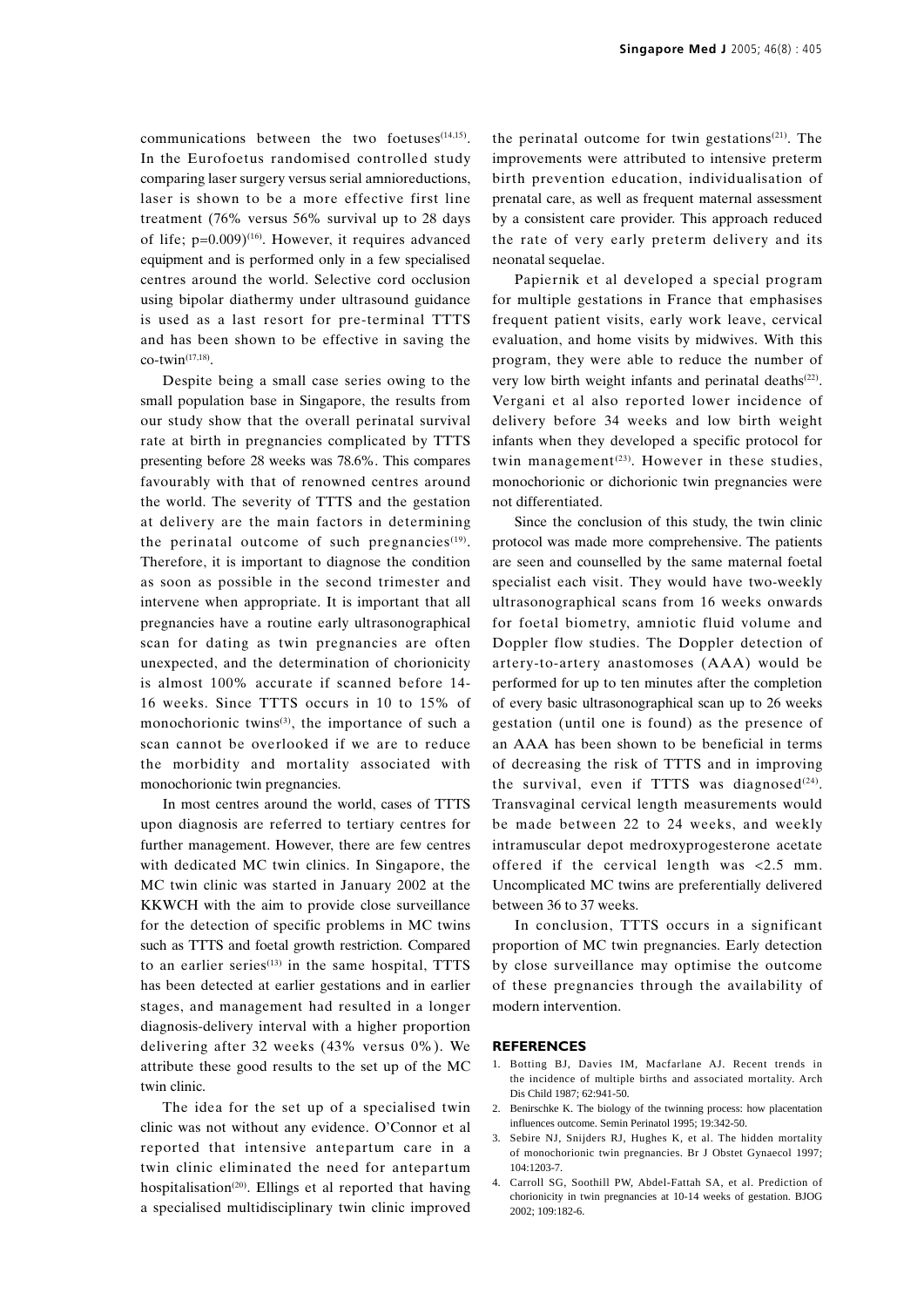communications between the two foetuses[14,15]. In the Eurofoetus randomised controlled study comparing laser surgery versus serial amnioreductions, laser is shown to be a more effective first line treatment (76% versus 56% survival up to 28 days of life; p=0.009)[16]. However, it requires advanced equipment and is performed only in a few specialised centres around the world. Selective cord occlusion using bipolar diathermy under ultrasound guidance is used as a last resort for pre-terminal TTTS and has been shown to be effective in saving the co-twin[17,18].

Despite being a small case series owing to the small population base in Singapore, the results from our study show that the overall perinatal survival rate at birth in pregnancies complicated by TTTS presenting before 28 weeks was 78.6%. This compares favourably with that of renowned centres around the world. The severity of TTTS and the gestation at delivery are the main factors in determining the perinatal outcome of such pregnancies[19]. Therefore, it is important to diagnose the condition as soon as possible in the second trimester and intervene when appropriate. It is important that all pregnancies have a routine early ultrasonographical scan for dating as twin pregnancies are often unexpected, and the determination of chorionicity is almost 100% accurate if scanned before 14-16 weeks. Since TTTS occurs in 10 to 15% of monochorionic twins[3], the importance of such a scan cannot be overlooked if we are to reduce the morbidity and mortality associated with monochorionic twin pregnancies.

In most centres around the world, cases of TTTS upon diagnosis are referred to tertiary centres for further management. However, there are few centres with dedicated MC twin clinics. In Singapore, the MC twin clinic was started in January 2002 at the KKWCH with the aim to provide close surveillance for the detection of specific problems in MC twins such as TTTS and foetal growth restriction. Compared to an earlier series[13] in the same hospital, TTTS has been detected at earlier gestations and in earlier stages, and management had resulted in a longer diagnosis-delivery interval with a higher proportion delivering after 32 weeks (43% versus 0%). We attribute these good results to the set up of the MC twin clinic.

The idea for the set up of a specialised twin clinic was not without any evidence. O'Connor et al reported that intensive antepartum care in a twin clinic eliminated the need for antepartum hospitalisation[20]. Ellings et al reported that having a specialised multidisciplinary twin clinic improved the perinatal outcome for twin gestations[21]. The improvements were attributed to intensive preterm birth prevention education, individualisation of prenatal care, as well as frequent maternal assessment by a consistent care provider. This approach reduced the rate of very early preterm delivery and its neonatal sequelae.

Papiernik et al developed a special program for multiple gestations in France that emphasises frequent patient visits, early work leave, cervical evaluation, and home visits by midwives. With this program, they were able to reduce the number of very low birth weight infants and perinatal deaths[22]. Vergani et al also reported lower incidence of delivery before 34 weeks and low birth weight infants when they developed a specific protocol for twin management[23]. However in these studies, monochorionic or dichorionic twin pregnancies were not differentiated.

Since the conclusion of this study, the twin clinic protocol was made more comprehensive. The patients are seen and counselled by the same maternal foetal specialist each visit. They would have two-weekly ultrasonographical scans from 16 weeks onwards for foetal biometry, amniotic fluid volume and Doppler flow studies. The Doppler detection of artery-to-artery anastomoses (AAA) would be performed for up to ten minutes after the completion of every basic ultrasonographical scan up to 26 weeks gestation (until one is found) as the presence of an AAA has been shown to be beneficial in terms of decreasing the risk of TTTS and in improving the survival, even if TTTS was diagnosed[24]. Transvaginal cervical length measurements would be made between 22 to 24 weeks, and weekly intramuscular depot medroxyprogesterone acetate offered if the cervical length was <2.5 mm. Uncomplicated MC twins are preferentially delivered between 36 to 37 weeks.

In conclusion, TTTS occurs in a significant proportion of MC twin pregnancies. Early detection by close surveillance may optimise the outcome of these pregnancies through the availability of modern intervention.

## REFERENCES

1. Botting BJ, Davies IM, Macfarlane AJ. Recent trends in the incidence of multiple births and associated mortality. Arch Dis Child 1987; 62:941-50.
2. Benirschke K. The biology of the twinning process: how placentation influences outcome. Semin Perinatol 1995; 19:342-50.
3. Sebire NJ, Snijders RJ, Hughes K, et al. The hidden mortality of monochorionic twin pregnancies. Br J Obstet Gynaecol 1997; 104:1203-7.
4. Carroll SG, Soothill PW, Abdel-Fattah SA, et al. Prediction of chorionicity in twin pregnancies at 10-14 weeks of gestation. BJOG 2002; 109:182-6.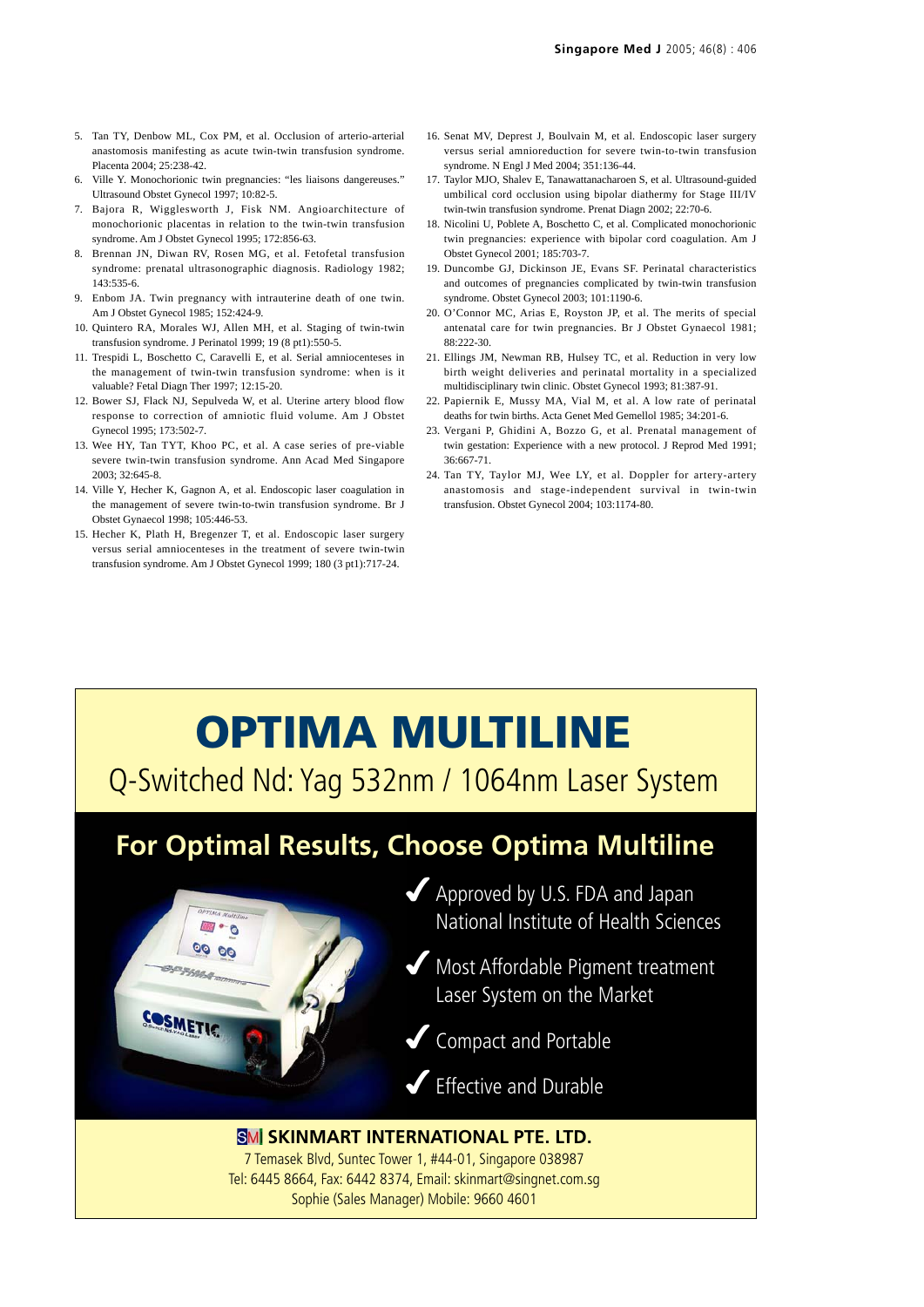5. Tan TY, Denbow ML, Cox PM, et al. Occlusion of arterio-arterial anastomosis manifesting as acute twin-twin transfusion syndrome. Placenta 2004; 25:238-42.
6. Ville Y. Monochorionic twin pregnancies: "les liaisons dangereuses." Ultrasound Obstet Gynecol 1997; 10:82-5.
7. Bajora R, Wigglesworth J, Fisk NM. Angioarchitecture of monochorionic placentas in relation to the twin-twin transfusion syndrome. Am J Obstet Gynecol 1995; 172:856-63.
8. Brennan JN, Diwan RV, Rosen MG, et al. Fetofetal transfusion syndrome: prenatal ultrasonographic diagnosis. Radiology 1982; 143:535-6.
9. Enbom JA. Twin pregnancy with intrauterine death of one twin. Am J Obstet Gynecol 1985; 152:424-9.
10. Quintero RA, Morales WJ, Allen MH, et al. Staging of twin-twin transfusion syndrome. J Perinatol 1999; 19 (8 pt1):550-5.
11. Trespidi L, Boschetto C, Caravelli E, et al. Serial amniocenteses in the management of twin-twin transfusion syndrome: when is it valuable? Fetal Diagn Ther 1997; 12:15-20.
12. Bower SJ, Flack NJ, Sepulveda W, et al. Uterine artery blood flow response to correction of amniotic fluid volume. Am J Obstet Gynecol 1995; 173:502-7.
13. Wee HY, Tan TYT, Khoo PC, et al. A case series of pre-viable severe twin-twin transfusion syndrome. Ann Acad Med Singapore 2003; 32:645-8.
14. Ville Y, Hecher K, Gagnon A, et al. Endoscopic laser coagulation in the management of severe twin-to-twin transfusion syndrome. Br J Obstet Gynaecol 1998; 105:446-53.
15. Hecher K, Plath H, Bregenzer T, et al. Endoscopic laser surgery versus serial amniocenteses in the treatment of severe twin-twin transfusion syndrome. Am J Obstet Gynecol 1999; 180 (3 pt1):717-24.
16. Senat MV, Deprest J, Boulvain M, et al. Endoscopic laser surgery versus serial amnioreduction for severe twin-to-twin transfusion syndrome. N Engl J Med 2004; 351:136-44.
17. Taylor MJO, Shalev E, Tanawattanacharoen S, et al. Ultrasound-guided umbilical cord occlusion using bipolar diathermy for Stage III/IV twin-twin transfusion syndrome. Prenat Diagn 2002; 22:70-6.
18. Nicolini U, Poblete A, Boschetto C, et al. Complicated monochorionic twin pregnancies: experience with bipolar cord coagulation. Am J Obstet Gynecol 2001; 185:703-7.
19. Duncombe GJ, Dickinson JE, Evans SF. Perinatal characteristics and outcomes of pregnancies complicated by twin-twin transfusion syndrome. Obstet Gynecol 2003; 101:1190-6.
20. O'Connor MC, Arias E, Royston JP, et al. The merits of special antenatal care for twin pregnancies. Br J Obstet Gynaecol 1981; 88:222-30.
21. Ellings JM, Newman RB, Hulsey TC, et al. Reduction in very low birth weight deliveries and perinatal mortality in a specialized multidisciplinary twin clinic. Obstet Gynecol 1993; 81:387-91.
22. Papiernik E, Mussy MA, Vial M, et al. A low rate of perinatal deaths for twin births. Acta Genet Med Gemellol 1985; 34:201-6.
23. Vergani P, Ghidini A, Bozzo G, et al. Prenatal management of twin gestation: Experience with a new protocol. J Reprod Med 1991; 36:667-71.
24. Tan TY, Taylor MJ, Wee LY, et al. Doppler for artery-artery anastomosis and stage-independent survival in twin-twin transfusion. Obstet Gynecol 2004; 103:1174-80.

# OPTIMA MULTILINE

Q-Switched Nd: Yag 532nm / 1064nm Laser System

## For Optimal Results, Choose Optima Multiline

- ✔ Approved by U.S. FDA and Japan National Institute of Health Sciences
- ✔ Most Affordable Pigment treatment Laser System on the Market
- ✔ Compact and Portable
- ✔ Effective and Durable

**SM SKINMART INTERNATIONAL PTE. LTD.**

7 Temasek Blvd, Suntec Tower 1, #44-01, Singapore 038987
Tel: 6445 8664, Fax: 6442 8374, Email: skinmart@singnet.com.sg
Sophie (Sales Manager) Mobile: 9660 4601